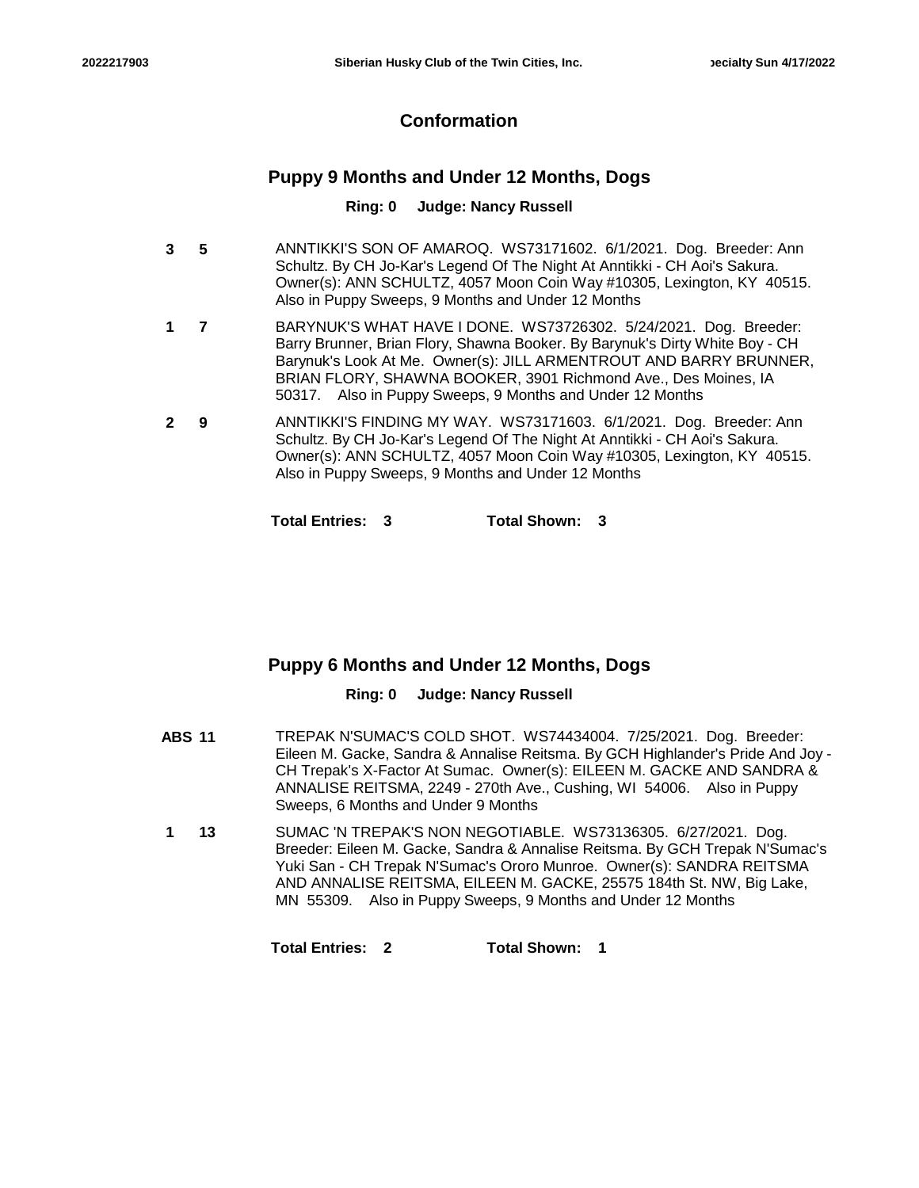# Conformation

## Puppy 9 Months and Under 12 Months, Dogs

**Ring: 0 Judge: Nancy Russell**

**3** **5** ANNTIKKI'S SON OF AMAROQ. WS73171602. 6/1/2021. Dog. Breeder: Ann Schultz. By CH Jo-Kar's Legend Of The Night At Anntikki - CH Aoi's Sakura. Owner(s): ANN SCHULTZ, 4057 Moon Coin Way #10305, Lexington, KY 40515. Also in Puppy Sweeps, 9 Months and Under 12 Months

**1** **7** BARYNUK'S WHAT HAVE I DONE. WS73726302. 5/24/2021. Dog. Breeder: Barry Brunner, Brian Flory, Shawna Booker. By Barynuk's Dirty White Boy - CH Barynuk's Look At Me. Owner(s): JILL ARMENTROUT AND BARRY BRUNNER, BRIAN FLORY, SHAWNA BOOKER, 3901 Richmond Ave., Des Moines, IA 50317. Also in Puppy Sweeps, 9 Months and Under 12 Months

**2** **9** ANNTIKKI'S FINDING MY WAY. WS73171603. 6/1/2021. Dog. Breeder: Ann Schultz. By CH Jo-Kar's Legend Of The Night At Anntikki - CH Aoi's Sakura. Owner(s): ANN SCHULTZ, 4057 Moon Coin Way #10305, Lexington, KY 40515. Also in Puppy Sweeps, 9 Months and Under 12 Months

**Total Entries: 3** **Total Shown: 3**

## Puppy 6 Months and Under 12 Months, Dogs

**Ring: 0 Judge: Nancy Russell**

**ABS** **11** TREPAK N'SUMAC'S COLD SHOT. WS74434004. 7/25/2021. Dog. Breeder: Eileen M. Gacke, Sandra & Annalise Reitsma. By GCH Highlander's Pride And Joy - CH Trepak's X-Factor At Sumac. Owner(s): EILEEN M. GACKE AND SANDRA & ANNALISE REITSMA, 2249 - 270th Ave., Cushing, WI 54006. Also in Puppy Sweeps, 6 Months and Under 9 Months

**1** **13** SUMAC 'N TREPAK'S NON NEGOTIABLE. WS73136305. 6/27/2021. Dog. Breeder: Eileen M. Gacke, Sandra & Annalise Reitsma. By GCH Trepak N'Sumac's Yuki San - CH Trepak N'Sumac's Ororo Munroe. Owner(s): SANDRA REITSMA AND ANNALISE REITSMA, EILEEN M. GACKE, 25575 184th St. NW, Big Lake, MN 55309. Also in Puppy Sweeps, 9 Months and Under 12 Months

**Total Entries: 2** **Total Shown: 1**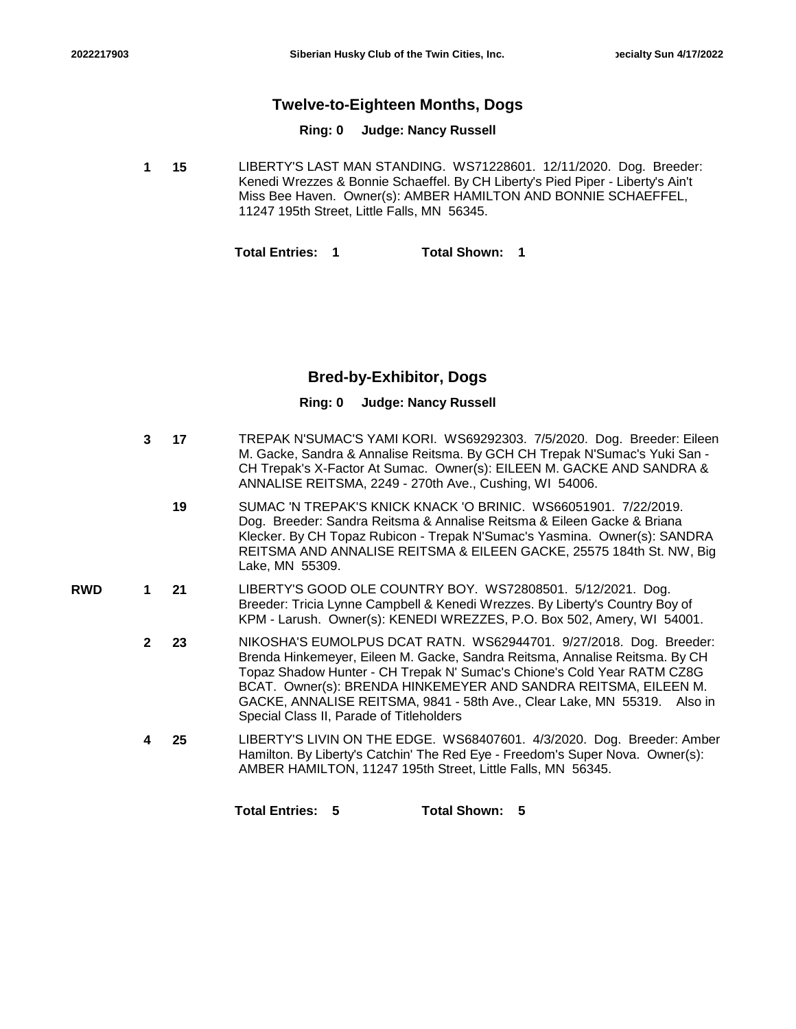## Twelve-to-Eighteen Months, Dogs

**Ring: 0 Judge: Nancy Russell**

| Award | Place | Armband | Entry |
|---|---|---|---|
| | **1** | **15** | LIBERTY'S LAST MAN STANDING. WS71228601. 12/11/2020. Dog. Breeder: Kenedi Wrezzes & Bonnie Schaeffel. By CH Liberty's Pied Piper - Liberty's Ain't Miss Bee Haven. Owner(s): AMBER HAMILTON AND BONNIE SCHAEFFEL, 11247 195th Street, Little Falls, MN 56345. |

**Total Entries: 1** **Total Shown: 1**

## Bred-by-Exhibitor, Dogs

**Ring: 0 Judge: Nancy Russell**

| Award | Place | Armband | Entry |
|---|---|---|---|
| | **3** | **17** | TREPAK N'SUMAC'S YAMI KORI. WS69292303. 7/5/2020. Dog. Breeder: Eileen M. Gacke, Sandra & Annalise Reitsma. By GCH CH Trepak N'Sumac's Yuki San - CH Trepak's X-Factor At Sumac. Owner(s): EILEEN M. GACKE AND SANDRA & ANNALISE REITSMA, 2249 - 270th Ave., Cushing, WI 54006. |
| | | **19** | SUMAC 'N TREPAK'S KNICK KNACK 'O BRINIC. WS66051901. 7/22/2019. Dog. Breeder: Sandra Reitsma & Annalise Reitsma & Eileen Gacke & Briana Klecker. By CH Topaz Rubicon - Trepak N'Sumac's Yasmina. Owner(s): SANDRA REITSMA AND ANNALISE REITSMA & EILEEN GACKE, 25575 184th St. NW, Big Lake, MN 55309. |
| **RWD** | **1** | **21** | LIBERTY'S GOOD OLE COUNTRY BOY. WS72808501. 5/12/2021. Dog. Breeder: Tricia Lynne Campbell & Kenedi Wrezzes. By Liberty's Country Boy of KPM - Larush. Owner(s): KENEDI WREZZES, P.O. Box 502, Amery, WI 54001. |
| | **2** | **23** | NIKOSHA'S EUMOLPUS DCAT RATN. WS62944701. 9/27/2018. Dog. Breeder: Brenda Hinkemeyer, Eileen M. Gacke, Sandra Reitsma, Annalise Reitsma. By CH Topaz Shadow Hunter - CH Trepak N' Sumac's Chione's Cold Year RATM CZ8G BCAT. Owner(s): BRENDA HINKEMEYER AND SANDRA REITSMA, EILEEN M. GACKE, ANNALISE REITSMA, 9841 - 58th Ave., Clear Lake, MN 55319. Also in Special Class II, Parade of Titleholders |
| | **4** | **25** | LIBERTY'S LIVIN ON THE EDGE. WS68407601. 4/3/2020. Dog. Breeder: Amber Hamilton. By Liberty's Catchin' The Red Eye - Freedom's Super Nova. Owner(s): AMBER HAMILTON, 11247 195th Street, Little Falls, MN 56345. |

**Total Entries: 5** **Total Shown: 5**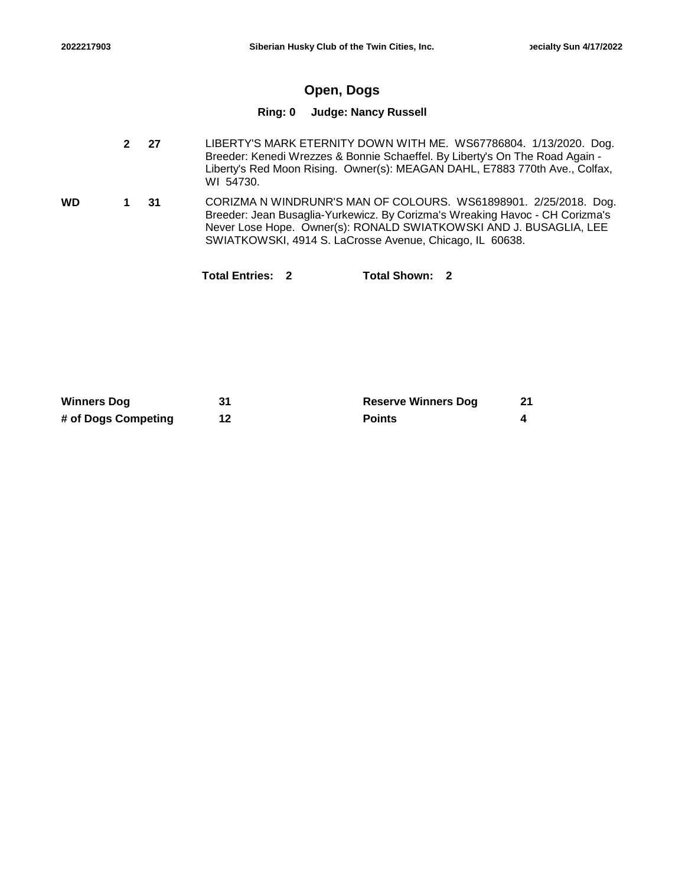## Open, Dogs

**Ring: 0 Judge: Nancy Russell**

| Award | Placement | Armband | Dog |
| --- | --- | --- | --- |
| | 2 | 27 | LIBERTY'S MARK ETERNITY DOWN WITH ME. WS67786804. 1/13/2020. Dog. Breeder: Kenedi Wrezzes & Bonnie Schaeffel. By Liberty's On The Road Again - Liberty's Red Moon Rising. Owner(s): MEAGAN DAHL, E7883 770th Ave., Colfax, WI 54730. |
| WD | 1 | 31 | CORIZMA N WINDRUNR'S MAN OF COLOURS. WS61898901. 2/25/2018. Dog. Breeder: Jean Busaglia-Yurkewicz. By Corizma's Wreaking Havoc - CH Corizma's Never Lose Hope. Owner(s): RONALD SWIATKOWSKI AND J. BUSAGLIA, LEE SWIATKOWSKI, 4914 S. LaCrosse Avenue, Chicago, IL 60638. |

**Total Entries: 2** **Total Shown: 2**

| | | | |
| --- | --- | --- | --- |
| **Winners Dog** | **31** | **Reserve Winners Dog** | **21** |
| **# of Dogs Competing** | **12** | **Points** | **4** |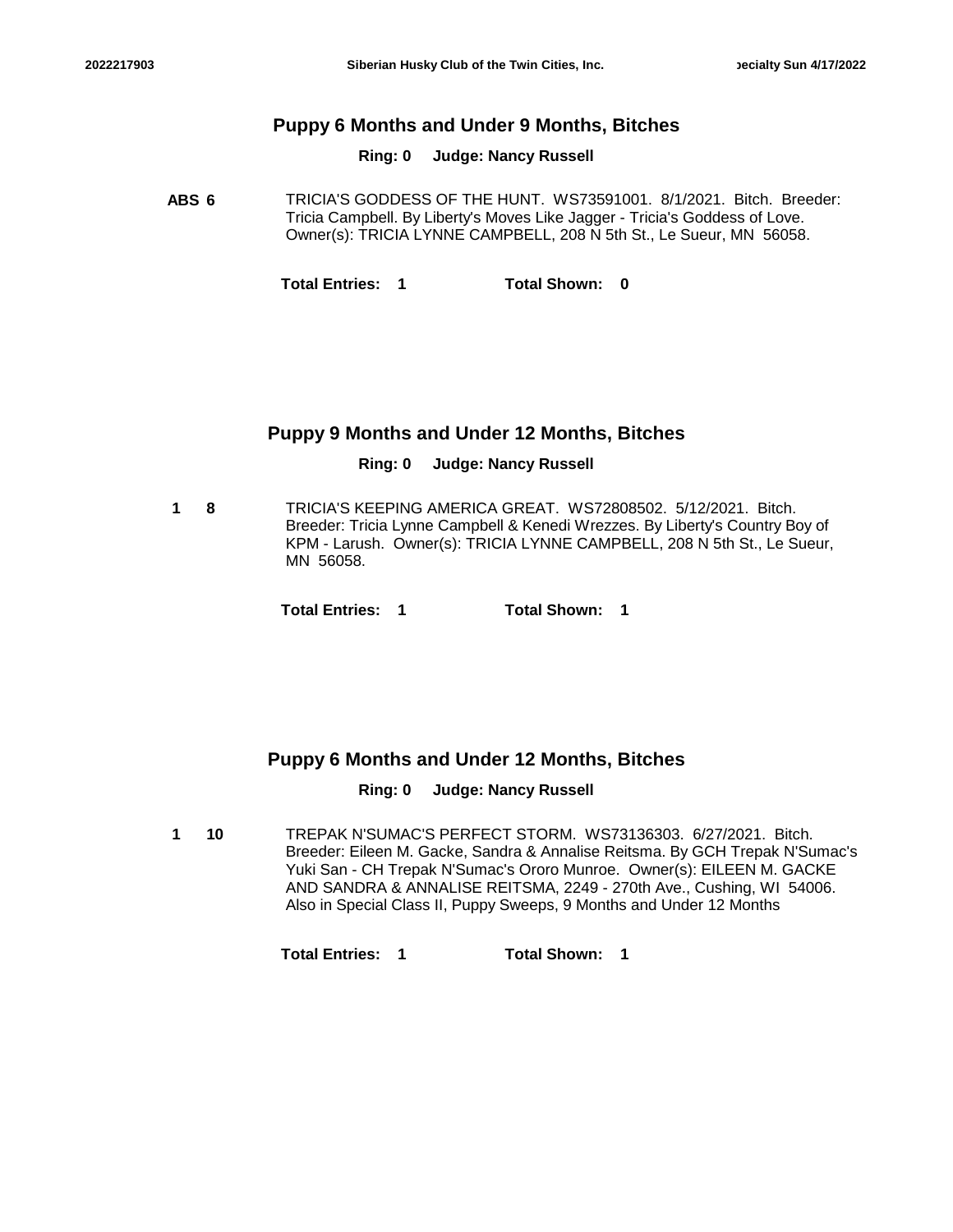## Puppy 6 Months and Under 9 Months, Bitches

**Ring: 0 Judge: Nancy Russell**

**ABS 6** TRICIA'S GODDESS OF THE HUNT. WS73591001. 8/1/2021. Bitch. Breeder: Tricia Campbell. By Liberty's Moves Like Jagger - Tricia's Goddess of Love. Owner(s): TRICIA LYNNE CAMPBELL, 208 N 5th St., Le Sueur, MN 56058.

**Total Entries: 1 Total Shown: 0**

## Puppy 9 Months and Under 12 Months, Bitches

**Ring: 0 Judge: Nancy Russell**

**1 8** TRICIA'S KEEPING AMERICA GREAT. WS72808502. 5/12/2021. Bitch. Breeder: Tricia Lynne Campbell & Kenedi Wrezzes. By Liberty's Country Boy of KPM - Larush. Owner(s): TRICIA LYNNE CAMPBELL, 208 N 5th St., Le Sueur, MN 56058.

**Total Entries: 1 Total Shown: 1**

## Puppy 6 Months and Under 12 Months, Bitches

**Ring: 0 Judge: Nancy Russell**

**1 10** TREPAK N'SUMAC'S PERFECT STORM. WS73136303. 6/27/2021. Bitch. Breeder: Eileen M. Gacke, Sandra & Annalise Reitsma. By GCH Trepak N'Sumac's Yuki San - CH Trepak N'Sumac's Ororo Munroe. Owner(s): EILEEN M. GACKE AND SANDRA & ANNALISE REITSMA, 2249 - 270th Ave., Cushing, WI 54006. Also in Special Class II, Puppy Sweeps, 9 Months and Under 12 Months

**Total Entries: 1 Total Shown: 1**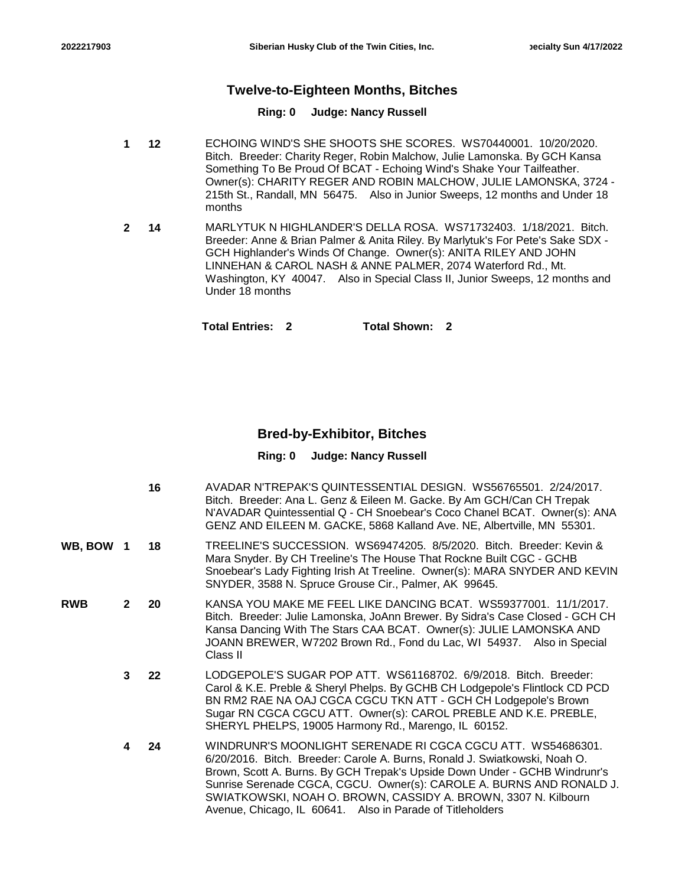## Twelve-to-Eighteen Months, Bitches

**Ring: 0 Judge: Nancy Russell**

| Award | Place | Armband | Entry |
|---|---|---|---|
| | 1 | 12 | ECHOING WIND'S SHE SHOOTS SHE SCORES. WS70440001. 10/20/2020. Bitch. Breeder: Charity Reger, Robin Malchow, Julie Lamonska. By GCH Kansa Something To Be Proud Of BCAT - Echoing Wind's Shake Your Tailfeather. Owner(s): CHARITY REGER AND ROBIN MALCHOW, JULIE LAMONSKA, 3724 - 215th St., Randall, MN 56475. Also in Junior Sweeps, 12 months and Under 18 months |
| | 2 | 14 | MARLYTUK N HIGHLANDER'S DELLA ROSA. WS71732403. 1/18/2021. Bitch. Breeder: Anne & Brian Palmer & Anita Riley. By Marlytuk's For Pete's Sake SDX - GCH Highlander's Winds Of Change. Owner(s): ANITA RILEY AND JOHN LINNEHAN & CAROL NASH & ANNE PALMER, 2074 Waterford Rd., Mt. Washington, KY 40047. Also in Special Class II, Junior Sweeps, 12 months and Under 18 months |

**Total Entries: 2 Total Shown: 2**

## Bred-by-Exhibitor, Bitches

**Ring: 0 Judge: Nancy Russell**

| Award | Place | Armband | Entry |
|---|---|---|---|
| | | 16 | AVADAR N'TREPAK'S QUINTESSENTIAL DESIGN. WS56765501. 2/24/2017. Bitch. Breeder: Ana L. Genz & Eileen M. Gacke. By Am GCH/Can CH Trepak N'AVADAR Quintessential Q - CH Snoebear's Coco Chanel BCAT. Owner(s): ANA GENZ AND EILEEN M. GACKE, 5868 Kalland Ave. NE, Albertville, MN 55301. |
| WB, BOW | 1 | 18 | TREELINE'S SUCCESSION. WS69474205. 8/5/2020. Bitch. Breeder: Kevin & Mara Snyder. By CH Treeline's The House That Rockne Built CGC - GCHB Snoebear's Lady Fighting Irish At Treeline. Owner(s): MARA SNYDER AND KEVIN SNYDER, 3588 N. Spruce Grouse Cir., Palmer, AK 99645. |
| RWB | 2 | 20 | KANSA YOU MAKE ME FEEL LIKE DANCING BCAT. WS59377001. 11/1/2017. Bitch. Breeder: Julie Lamonska, JoAnn Brewer. By Sidra's Case Closed - GCH CH Kansa Dancing With The Stars CAA BCAT. Owner(s): JULIE LAMONSKA AND JOANN BREWER, W7202 Brown Rd., Fond du Lac, WI 54937. Also in Special Class II |
| | 3 | 22 | LODGEPOLE'S SUGAR POP ATT. WS61168702. 6/9/2018. Bitch. Breeder: Carol & K.E. Preble & Sheryl Phelps. By GCHB CH Lodgepole's Flintlock CD PCD BN RM2 RAE NA OAJ CGCA CGCU TKN ATT - GCH CH Lodgepole's Brown Sugar RN CGCA CGCU ATT. Owner(s): CAROL PREBLE AND K.E. PREBLE, SHERYL PHELPS, 19005 Harmony Rd., Marengo, IL 60152. |
| | 4 | 24 | WINDRUNR'S MOONLIGHT SERENADE RI CGCA CGCU ATT. WS54686301. 6/20/2016. Bitch. Breeder: Carole A. Burns, Ronald J. Swiatkowski, Noah O. Brown, Scott A. Burns. By GCH Trepak's Upside Down Under - GCHB Windrunr's Sunrise Serenade CGCA, CGCU. Owner(s): CAROLE A. BURNS AND RONALD J. SWIATKOWSKI, NOAH O. BROWN, CASSIDY A. BROWN, 3307 N. Kilbourn Avenue, Chicago, IL 60641. Also in Parade of Titleholders |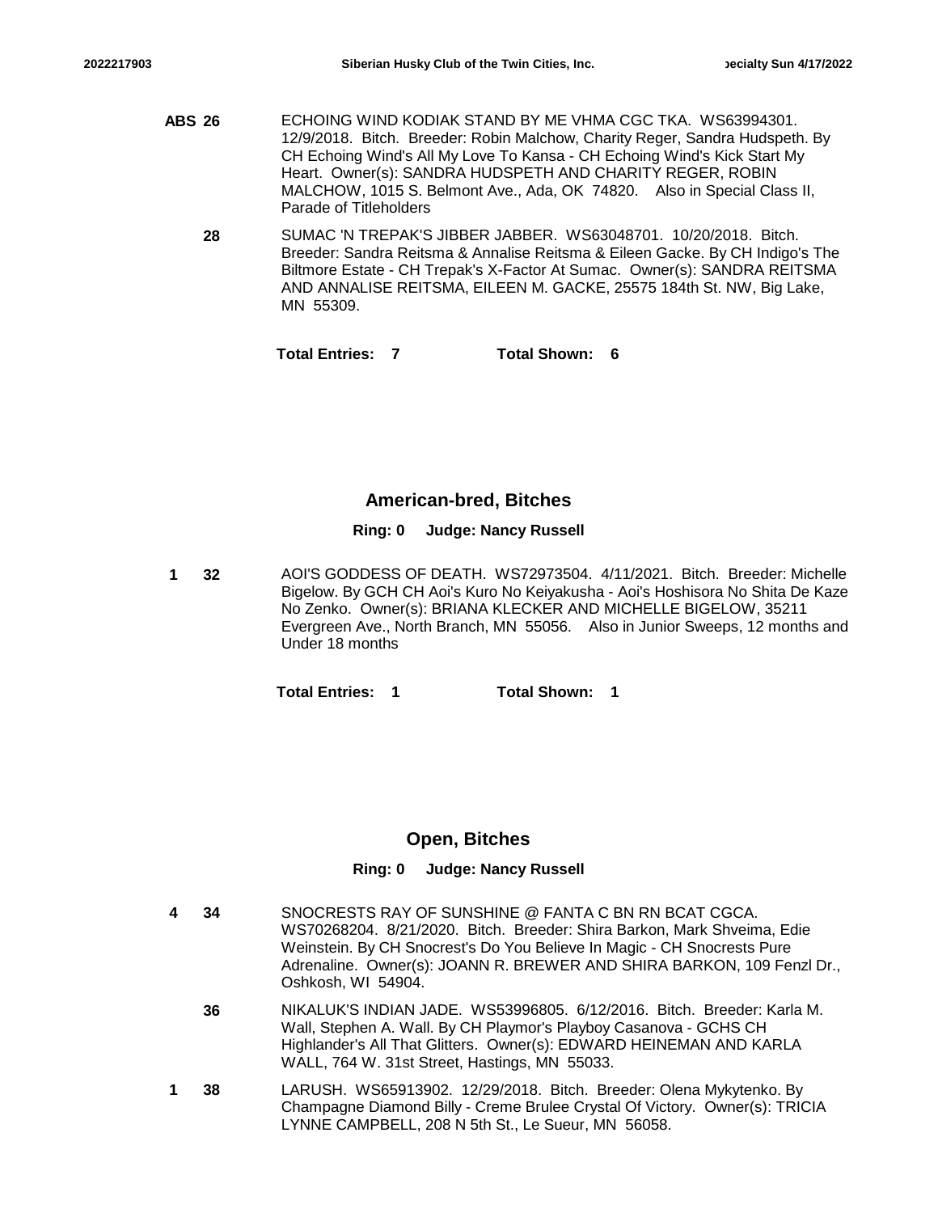**ABS 26** ECHOING WIND KODIAK STAND BY ME VHMA CGC TKA. WS63994301. 12/9/2018. Bitch. Breeder: Robin Malchow, Charity Reger, Sandra Hudspeth. By CH Echoing Wind's All My Love To Kansa - CH Echoing Wind's Kick Start My Heart. Owner(s): SANDRA HUDSPETH AND CHARITY REGER, ROBIN MALCHOW, 1015 S. Belmont Ave., Ada, OK 74820. Also in Special Class II, Parade of Titleholders

**28** SUMAC 'N TREPAK'S JIBBER JABBER. WS63048701. 10/20/2018. Bitch. Breeder: Sandra Reitsma & Annalise Reitsma & Eileen Gacke. By CH Indigo's The Biltmore Estate - CH Trepak's X-Factor At Sumac. Owner(s): SANDRA REITSMA AND ANNALISE REITSMA, EILEEN M. GACKE, 25575 184th St. NW, Big Lake, MN 55309.

**Total Entries: 7** **Total Shown: 6**

## American-bred, Bitches

**Ring: 0 Judge: Nancy Russell**

**1 32** AOI'S GODDESS OF DEATH. WS72973504. 4/11/2021. Bitch. Breeder: Michelle Bigelow. By GCH CH Aoi's Kuro No Keiyakusha - Aoi's Hoshisora No Shita De Kaze No Zenko. Owner(s): BRIANA KLECKER AND MICHELLE BIGELOW, 35211 Evergreen Ave., North Branch, MN 55056. Also in Junior Sweeps, 12 months and Under 18 months

**Total Entries: 1** **Total Shown: 1**

## Open, Bitches

**Ring: 0 Judge: Nancy Russell**

**4 34** SNOCRESTS RAY OF SUNSHINE @ FANTA C BN RN BCAT CGCA. WS70268204. 8/21/2020. Bitch. Breeder: Shira Barkon, Mark Shveima, Edie Weinstein. By CH Snocrest's Do You Believe In Magic - CH Snocrests Pure Adrenaline. Owner(s): JOANN R. BREWER AND SHIRA BARKON, 109 Fenzl Dr., Oshkosh, WI 54904.

**36** NIKALUK'S INDIAN JADE. WS53996805. 6/12/2016. Bitch. Breeder: Karla M. Wall, Stephen A. Wall. By CH Playmor's Playboy Casanova - GCHS CH Highlander's All That Glitters. Owner(s): EDWARD HEINEMAN AND KARLA WALL, 764 W. 31st Street, Hastings, MN 55033.

**1 38** LARUSH. WS65913902. 12/29/2018. Bitch. Breeder: Olena Mykytenko. By Champagne Diamond Billy - Creme Brulee Crystal Of Victory. Owner(s): TRICIA LYNNE CAMPBELL, 208 N 5th St., Le Sueur, MN 56058.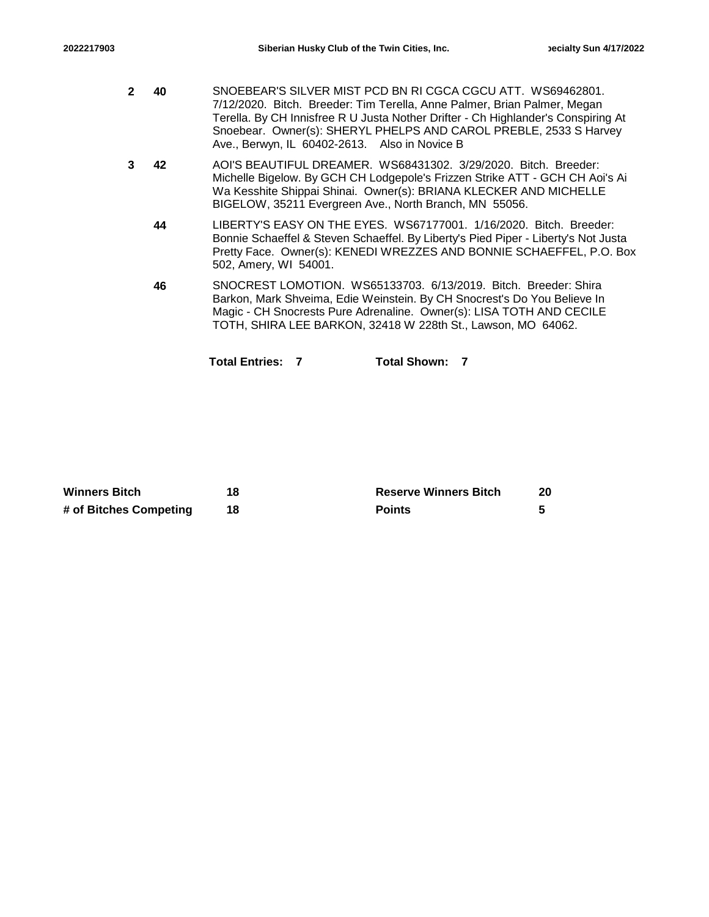| Place | No. | Entry |
|---|---|---|
| 2 | 40 | SNOEBEAR'S SILVER MIST PCD BN RI CGCA CGCU ATT. WS69462801. 7/12/2020. Bitch. Breeder: Tim Terella, Anne Palmer, Brian Palmer, Megan Terella. By CH Innisfree R U Justa Nother Drifter - Ch Highlander's Conspiring At Snoebear. Owner(s): SHERYL PHELPS AND CAROL PREBLE, 2533 S Harvey Ave., Berwyn, IL 60402-2613. Also in Novice B |
| 3 | 42 | AOI'S BEAUTIFUL DREAMER. WS68431302. 3/29/2020. Bitch. Breeder: Michelle Bigelow. By GCH CH Lodgepole's Frizzen Strike ATT - GCH CH Aoi's Ai Wa Kesshite Shippai Shinai. Owner(s): BRIANA KLECKER AND MICHELLE BIGELOW, 35211 Evergreen Ave., North Branch, MN 55056. |
| | 44 | LIBERTY'S EASY ON THE EYES. WS67177001. 1/16/2020. Bitch. Breeder: Bonnie Schaeffel & Steven Schaeffel. By Liberty's Pied Piper - Liberty's Not Justa Pretty Face. Owner(s): KENEDI WREZZES AND BONNIE SCHAEFFEL, P.O. Box 502, Amery, WI 54001. |
| | 46 | SNOCREST LOMOTION. WS65133703. 6/13/2019. Bitch. Breeder: Shira Barkon, Mark Shveima, Edie Weinstein. By CH Snocrest's Do You Believe In Magic - CH Snocrests Pure Adrenaline. Owner(s): LISA TOTH AND CECILE TOTH, SHIRA LEE BARKON, 32418 W 228th St., Lawson, MO 64062. |

**Total Entries: 7** **Total Shown: 7**

| | | | |
|---|---|---|---|
| **Winners Bitch** | **18** | **Reserve Winners Bitch** | **20** |
| **# of Bitches Competing** | **18** | **Points** | **5** |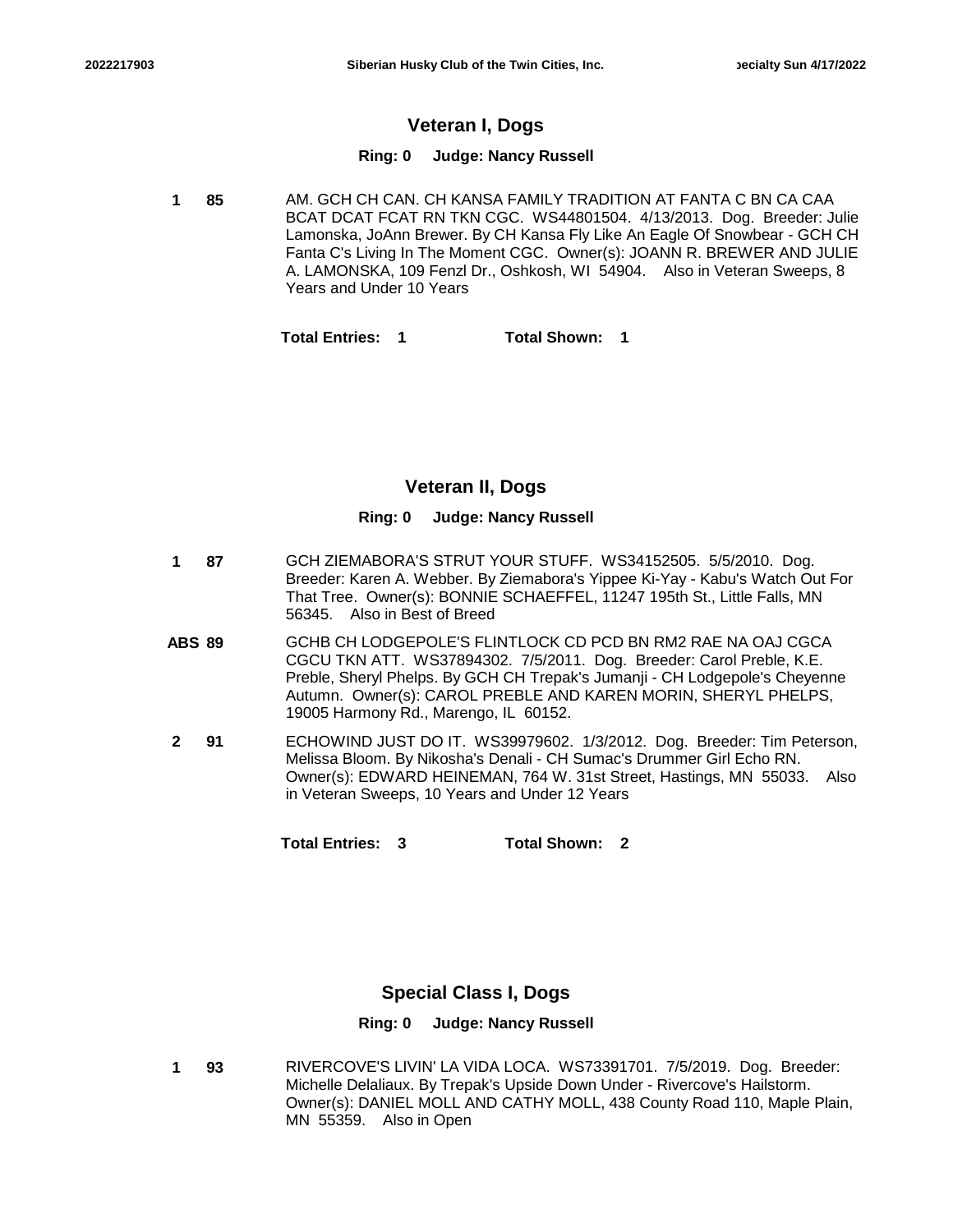## Veteran I, Dogs

**Ring: 0 Judge: Nancy Russell**

**1** **85** AM. GCH CH CAN. CH KANSA FAMILY TRADITION AT FANTA C BN CA CAA BCAT DCAT FCAT RN TKN CGC. WS44801504. 4/13/2013. Dog. Breeder: Julie Lamonska, JoAnn Brewer. By CH Kansa Fly Like An Eagle Of Snowbear - GCH CH Fanta C's Living In The Moment CGC. Owner(s): JOANN R. BREWER AND JULIE A. LAMONSKA, 109 Fenzl Dr., Oshkosh, WI 54904. Also in Veteran Sweeps, 8 Years and Under 10 Years

**Total Entries: 1** **Total Shown: 1**

## Veteran II, Dogs

**Ring: 0 Judge: Nancy Russell**

**1** **87** GCH ZIEMABORA'S STRUT YOUR STUFF. WS34152505. 5/5/2010. Dog. Breeder: Karen A. Webber. By Ziemabora's Yippee Ki-Yay - Kabu's Watch Out For That Tree. Owner(s): BONNIE SCHAEFFEL, 11247 195th St., Little Falls, MN 56345. Also in Best of Breed

**ABS** **89** GCHB CH LODGEPOLE'S FLINTLOCK CD PCD BN RM2 RAE NA OAJ CGCA CGCU TKN ATT. WS37894302. 7/5/2011. Dog. Breeder: Carol Preble, K.E. Preble, Sheryl Phelps. By GCH CH Trepak's Jumanji - CH Lodgepole's Cheyenne Autumn. Owner(s): CAROL PREBLE AND KAREN MORIN, SHERYL PHELPS, 19005 Harmony Rd., Marengo, IL 60152.

**2** **91** ECHOWIND JUST DO IT. WS39979602. 1/3/2012. Dog. Breeder: Tim Peterson, Melissa Bloom. By Nikosha's Denali - CH Sumac's Drummer Girl Echo RN. Owner(s): EDWARD HEINEMAN, 764 W. 31st Street, Hastings, MN 55033. Also in Veteran Sweeps, 10 Years and Under 12 Years

**Total Entries: 3** **Total Shown: 2**

## Special Class I, Dogs

**Ring: 0 Judge: Nancy Russell**

**1** **93** RIVERCOVE'S LIVIN' LA VIDA LOCA. WS73391701. 7/5/2019. Dog. Breeder: Michelle Delaliaux. By Trepak's Upside Down Under - Rivercove's Hailstorm. Owner(s): DANIEL MOLL AND CATHY MOLL, 438 County Road 110, Maple Plain, MN 55359. Also in Open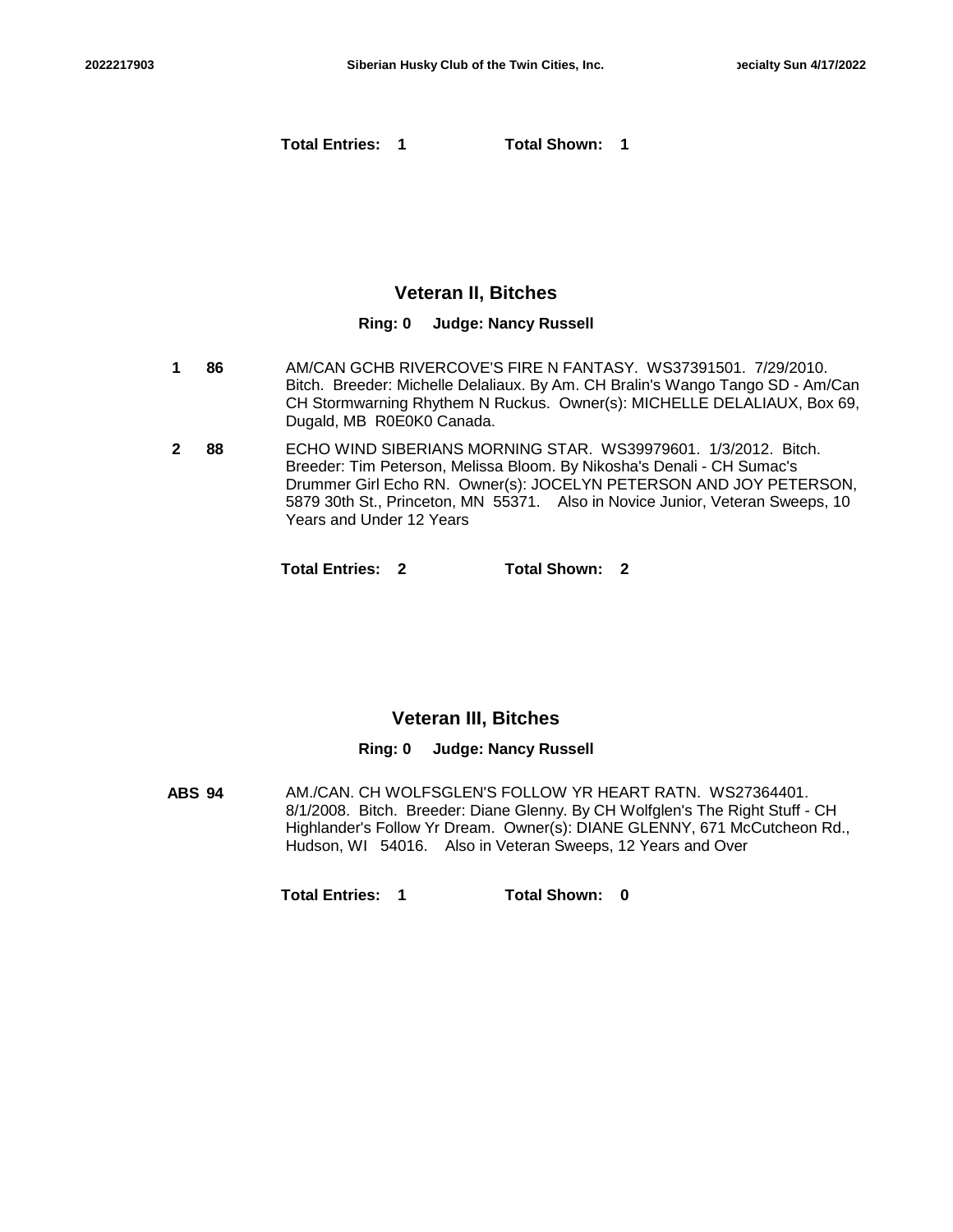**Total Entries: 1** **Total Shown: 1**

## Veteran II, Bitches

**Ring: 0 Judge: Nancy Russell**

**1** **86** AM/CAN GCHB RIVERCOVE'S FIRE N FANTASY. WS37391501. 7/29/2010. Bitch. Breeder: Michelle Delaliaux. By Am. CH Bralin's Wango Tango SD - Am/Can CH Stormwarning Rhythem N Ruckus. Owner(s): MICHELLE DELALIAUX, Box 69, Dugald, MB R0E0K0 Canada.

**2** **88** ECHO WIND SIBERIANS MORNING STAR. WS39979601. 1/3/2012. Bitch. Breeder: Tim Peterson, Melissa Bloom. By Nikosha's Denali - CH Sumac's Drummer Girl Echo RN. Owner(s): JOCELYN PETERSON AND JOY PETERSON, 5879 30th St., Princeton, MN 55371. Also in Novice Junior, Veteran Sweeps, 10 Years and Under 12 Years

**Total Entries: 2** **Total Shown: 2**

## Veteran III, Bitches

**Ring: 0 Judge: Nancy Russell**

**ABS** **94** AM./CAN. CH WOLFSGLEN'S FOLLOW YR HEART RATN. WS27364401. 8/1/2008. Bitch. Breeder: Diane Glenny. By CH Wolfglen's The Right Stuff - CH Highlander's Follow Yr Dream. Owner(s): DIANE GLENNY, 671 McCutcheon Rd., Hudson, WI 54016. Also in Veteran Sweeps, 12 Years and Over

**Total Entries: 1** **Total Shown: 0**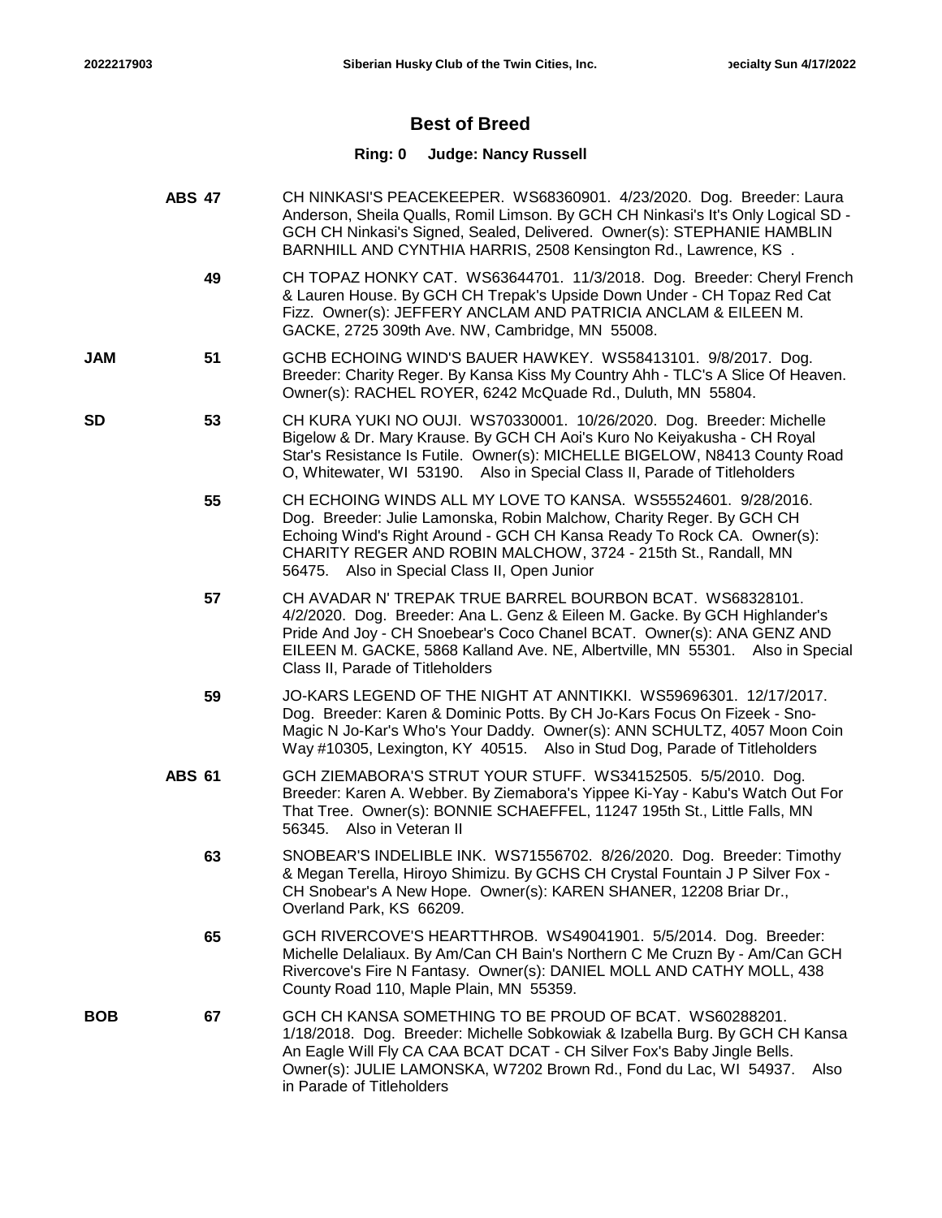## Best of Breed

**Ring: 0 Judge: Nancy Russell**

| Award | Abs | # | Entry |
|---|---|---|---|
| | ABS | 47 | CH NINKASI'S PEACEKEEPER. WS68360901. 4/23/2020. Dog. Breeder: Laura Anderson, Sheila Qualls, Romil Limson. By GCH CH Ninkasi's It's Only Logical SD - GCH CH Ninkasi's Signed, Sealed, Delivered. Owner(s): STEPHANIE HAMBLIN BARNHILL AND CYNTHIA HARRIS, 2508 Kensington Rd., Lawrence, KS . |
| | | 49 | CH TOPAZ HONKY CAT. WS63644701. 11/3/2018. Dog. Breeder: Cheryl French & Lauren House. By GCH CH Trepak's Upside Down Under - CH Topaz Red Cat Fizz. Owner(s): JEFFERY ANCLAM AND PATRICIA ANCLAM & EILEEN M. GACKE, 2725 309th Ave. NW, Cambridge, MN 55008. |
| JAM | | 51 | GCHB ECHOING WIND'S BAUER HAWKEY. WS58413101. 9/8/2017. Dog. Breeder: Charity Reger. By Kansa Kiss My Country Ahh - TLC's A Slice Of Heaven. Owner(s): RACHEL ROYER, 6242 McQuade Rd., Duluth, MN 55804. |
| SD | | 53 | CH KURA YUKI NO OUJI. WS70330001. 10/26/2020. Dog. Breeder: Michelle Bigelow & Dr. Mary Krause. By GCH CH Aoi's Kuro No Keiyakusha - CH Royal Star's Resistance Is Futile. Owner(s): MICHELLE BIGELOW, N8413 County Road O, Whitewater, WI 53190. Also in Special Class II, Parade of Titleholders |
| | | 55 | CH ECHOING WINDS ALL MY LOVE TO KANSA. WS55524601. 9/28/2016. Dog. Breeder: Julie Lamonska, Robin Malchow, Charity Reger. By GCH CH Echoing Wind's Right Around - GCH CH Kansa Ready To Rock CA. Owner(s): CHARITY REGER AND ROBIN MALCHOW, 3724 - 215th St., Randall, MN 56475. Also in Special Class II, Open Junior |
| | | 57 | CH AVADAR N' TREPAK TRUE BARREL BOURBON BCAT. WS68328101. 4/2/2020. Dog. Breeder: Ana L. Genz & Eileen M. Gacke. By GCH Highlander's Pride And Joy - CH Snoebear's Coco Chanel BCAT. Owner(s): ANA GENZ AND EILEEN M. GACKE, 5868 Kalland Ave. NE, Albertville, MN 55301. Also in Special Class II, Parade of Titleholders |
| | | 59 | JO-KARS LEGEND OF THE NIGHT AT ANNTIKKI. WS59696301. 12/17/2017. Dog. Breeder: Karen & Dominic Potts. By CH Jo-Kars Focus On Fizeek - Sno-Magic N Jo-Kar's Who's Your Daddy. Owner(s): ANN SCHULTZ, 4057 Moon Coin Way #10305, Lexington, KY 40515. Also in Stud Dog, Parade of Titleholders |
| | ABS | 61 | GCH ZIEMABORA'S STRUT YOUR STUFF. WS34152505. 5/5/2010. Dog. Breeder: Karen A. Webber. By Ziemabora's Yippee Ki-Yay - Kabu's Watch Out For That Tree. Owner(s): BONNIE SCHAEFFEL, 11247 195th St., Little Falls, MN 56345. Also in Veteran II |
| | | 63 | SNOBEAR'S INDELIBLE INK. WS71556702. 8/26/2020. Dog. Breeder: Timothy & Megan Terella, Hiroyo Shimizu. By GCHS CH Crystal Fountain J P Silver Fox - CH Snobear's A New Hope. Owner(s): KAREN SHANER, 12208 Briar Dr., Overland Park, KS 66209. |
| | | 65 | GCH RIVERCOVE'S HEARTTHROB. WS49041901. 5/5/2014. Dog. Breeder: Michelle Delaliaux. By Am/Can CH Bain's Northern C Me Cruzn By - Am/Can GCH Rivercove's Fire N Fantasy. Owner(s): DANIEL MOLL AND CATHY MOLL, 438 County Road 110, Maple Plain, MN 55359. |
| BOB | | 67 | GCH CH KANSA SOMETHING TO BE PROUD OF BCAT. WS60288201. 1/18/2018. Dog. Breeder: Michelle Sobkowiak & Izabella Burg. By GCH CH Kansa An Eagle Will Fly CA CAA BCAT DCAT - CH Silver Fox's Baby Jingle Bells. Owner(s): JULIE LAMONSKA, W7202 Brown Rd., Fond du Lac, WI 54937. Also in Parade of Titleholders |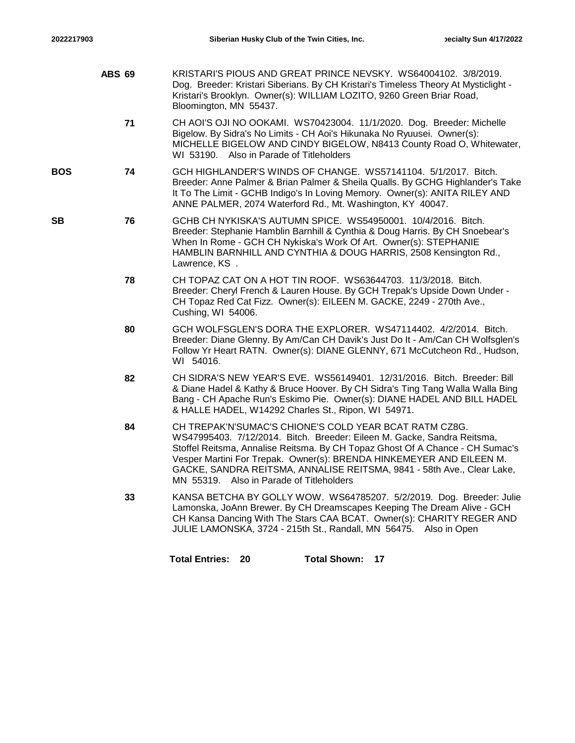**ABS 69** KRISTARI'S PIOUS AND GREAT PRINCE NEVSKY. WS64004102. 3/8/2019. Dog. Breeder: Kristari Siberians. By CH Kristari's Timeless Theory At Mysticlight - Kristari's Brooklyn. Owner(s): WILLIAM LOZITO, 9260 Green Briar Road, Bloomington, MN 55437.

**71** CH AOI'S OJI NO OOKAMI. WS70423004. 11/1/2020. Dog. Breeder: Michelle Bigelow. By Sidra's No Limits - CH Aoi's Hikunaka No Ryuusei. Owner(s): MICHELLE BIGELOW AND CINDY BIGELOW, N8413 County Road O, Whitewater, WI 53190. Also in Parade of Titleholders

**BOS** **74** GCH HIGHLANDER'S WINDS OF CHANGE. WS57141104. 5/1/2017. Bitch. Breeder: Anne Palmer & Brian Palmer & Sheila Qualls. By GCHG Highlander's Take It To The Limit - GCHB Indigo's In Loving Memory. Owner(s): ANITA RILEY AND ANNE PALMER, 2074 Waterford Rd., Mt. Washington, KY 40047.

**SB** **76** GCHB CH NYKISKA'S AUTUMN SPICE. WS54950001. 10/4/2016. Bitch. Breeder: Stephanie Hamblin Barnhill & Cynthia & Doug Harris. By CH Snoebear's When In Rome - GCH CH Nykiska's Work Of Art. Owner(s): STEPHANIE HAMBLIN BARNHILL AND CYNTHIA & DOUG HARRIS, 2508 Kensington Rd., Lawrence, KS .

**78** CH TOPAZ CAT ON A HOT TIN ROOF. WS63644703. 11/3/2018. Bitch. Breeder: Cheryl French & Lauren House. By GCH Trepak's Upside Down Under - CH Topaz Red Cat Fizz. Owner(s): EILEEN M. GACKE, 2249 - 270th Ave., Cushing, WI 54006.

**80** GCH WOLFSGLEN'S DORA THE EXPLORER. WS47114402. 4/2/2014. Bitch. Breeder: Diane Glenny. By Am/Can CH Davik's Just Do It - Am/Can CH Wolfsglen's Follow Yr Heart RATN. Owner(s): DIANE GLENNY, 671 McCutcheon Rd., Hudson, WI 54016.

**82** CH SIDRA'S NEW YEAR'S EVE. WS56149401. 12/31/2016. Bitch. Breeder: Bill & Diane Hadel & Kathy & Bruce Hoover. By CH Sidra's Ting Tang Walla Walla Bing Bang - CH Apache Run's Eskimo Pie. Owner(s): DIANE HADEL AND BILL HADEL & HALLE HADEL, W14292 Charles St., Ripon, WI 54971.

**84** CH TREPAK'N'SUMAC'S CHIONE'S COLD YEAR BCAT RATM CZ8G. WS47995403. 7/12/2014. Bitch. Breeder: Eileen M. Gacke, Sandra Reitsma, Stoffel Reitsma, Annalise Reitsma. By CH Topaz Ghost Of A Chance - CH Sumac's Vesper Martini For Trepak. Owner(s): BRENDA HINKEMEYER AND EILEEN M. GACKE, SANDRA REITSMA, ANNALISE REITSMA, 9841 - 58th Ave., Clear Lake, MN 55319. Also in Parade of Titleholders

**33** KANSA BETCHA BY GOLLY WOW. WS64785207. 5/2/2019. Dog. Breeder: Julie Lamonska, JoAnn Brewer. By CH Dreamscapes Keeping The Dream Alive - GCH CH Kansa Dancing With The Stars CAA BCAT. Owner(s): CHARITY REGER AND JULIE LAMONSKA, 3724 - 215th St., Randall, MN 56475. Also in Open

**Total Entries: 20** **Total Shown: 17**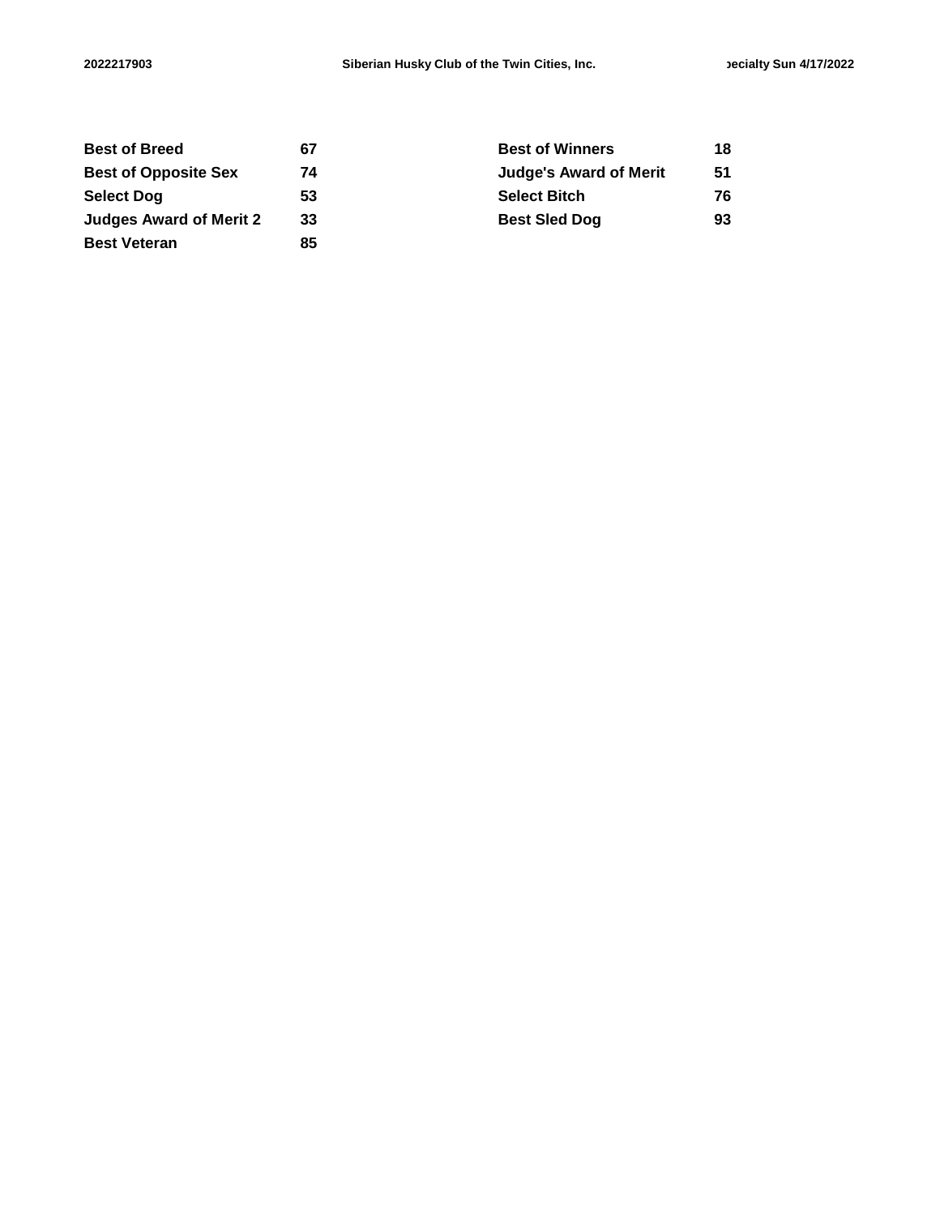| | | | |
|---|---|---|---|
| **Best of Breed** | **67** | **Best of Winners** | **18** |
| **Best of Opposite Sex** | **74** | **Judge's Award of Merit** | **51** |
| **Select Dog** | **53** | **Select Bitch** | **76** |
| **Judges Award of Merit 2** | **33** | **Best Sled Dog** | **93** |
| **Best Veteran** | **85** | | |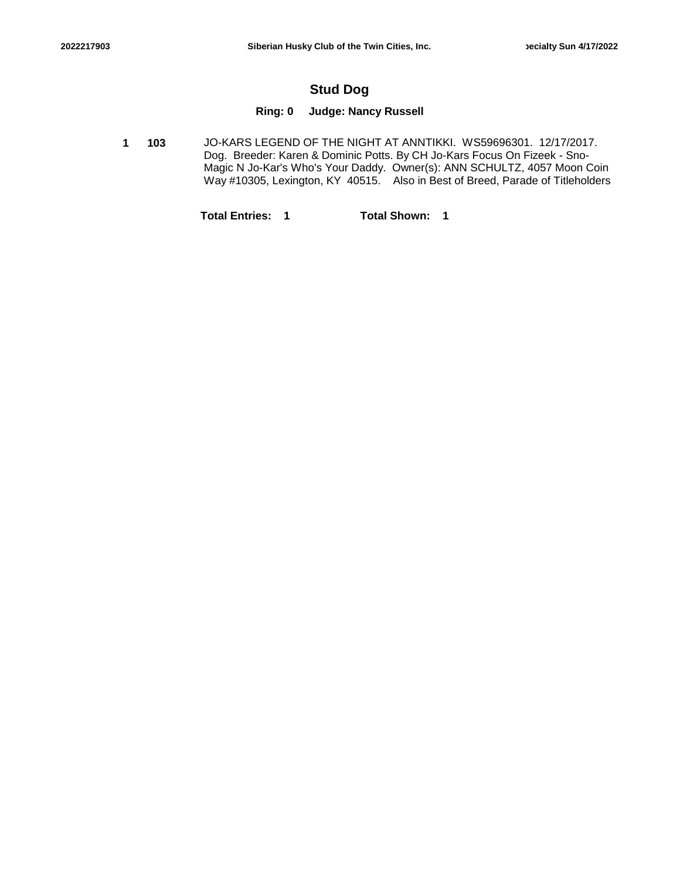## Stud Dog

**Ring: 0 Judge: Nancy Russell**

**1** **103** JO-KARS LEGEND OF THE NIGHT AT ANNTIKKI. WS59696301. 12/17/2017. Dog. Breeder: Karen & Dominic Potts. By CH Jo-Kars Focus On Fizeek - Sno-Magic N Jo-Kar's Who's Your Daddy. Owner(s): ANN SCHULTZ, 4057 Moon Coin Way #10305, Lexington, KY 40515. Also in Best of Breed, Parade of Titleholders

**Total Entries: 1** **Total Shown: 1**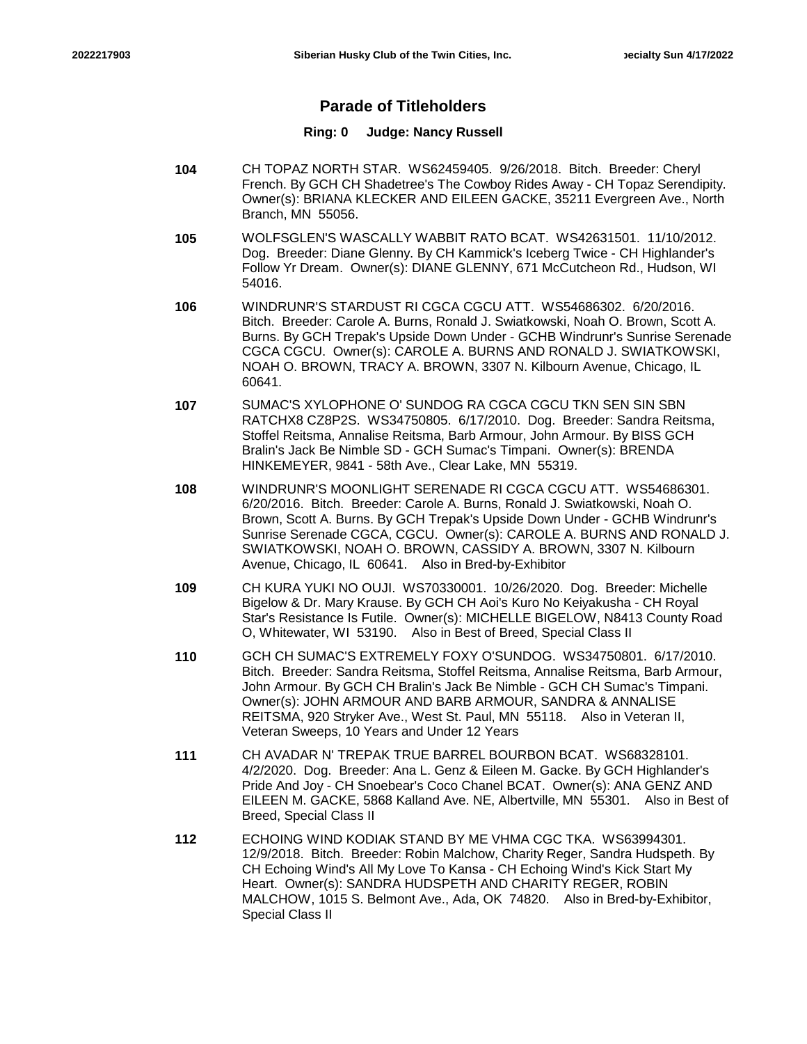## Parade of Titleholders

**Ring: 0 Judge: Nancy Russell**

**104** CH TOPAZ NORTH STAR. WS62459405. 9/26/2018. Bitch. Breeder: Cheryl French. By GCH CH Shadetree's The Cowboy Rides Away - CH Topaz Serendipity. Owner(s): BRIANA KLECKER AND EILEEN GACKE, 35211 Evergreen Ave., North Branch, MN 55056.

**105** WOLFSGLEN'S WASCALLY WABBIT RATO BCAT. WS42631501. 11/10/2012. Dog. Breeder: Diane Glenny. By CH Kammick's Iceberg Twice - CH Highlander's Follow Yr Dream. Owner(s): DIANE GLENNY, 671 McCutcheon Rd., Hudson, WI 54016.

**106** WINDRUNR'S STARDUST RI CGCA CGCU ATT. WS54686302. 6/20/2016. Bitch. Breeder: Carole A. Burns, Ronald J. Swiatkowski, Noah O. Brown, Scott A. Burns. By GCH Trepak's Upside Down Under - GCHB Windrunr's Sunrise Serenade CGCA CGCU. Owner(s): CAROLE A. BURNS AND RONALD J. SWIATKOWSKI, NOAH O. BROWN, TRACY A. BROWN, 3307 N. Kilbourn Avenue, Chicago, IL 60641.

**107** SUMAC'S XYLOPHONE O' SUNDOG RA CGCA CGCU TKN SEN SIN SBN RATCHX8 CZ8P2S. WS34750805. 6/17/2010. Dog. Breeder: Sandra Reitsma, Stoffel Reitsma, Annalise Reitsma, Barb Armour, John Armour. By BISS GCH Bralin's Jack Be Nimble SD - GCH Sumac's Timpani. Owner(s): BRENDA HINKEMEYER, 9841 - 58th Ave., Clear Lake, MN 55319.

**108** WINDRUNR'S MOONLIGHT SERENADE RI CGCA CGCU ATT. WS54686301. 6/20/2016. Bitch. Breeder: Carole A. Burns, Ronald J. Swiatkowski, Noah O. Brown, Scott A. Burns. By GCH Trepak's Upside Down Under - GCHB Windrunr's Sunrise Serenade CGCA, CGCU. Owner(s): CAROLE A. BURNS AND RONALD J. SWIATKOWSKI, NOAH O. BROWN, CASSIDY A. BROWN, 3307 N. Kilbourn Avenue, Chicago, IL 60641. Also in Bred-by-Exhibitor

**109** CH KURA YUKI NO OUJI. WS70330001. 10/26/2020. Dog. Breeder: Michelle Bigelow & Dr. Mary Krause. By GCH CH Aoi's Kuro No Keiyakusha - CH Royal Star's Resistance Is Futile. Owner(s): MICHELLE BIGELOW, N8413 County Road O, Whitewater, WI 53190. Also in Best of Breed, Special Class II

**110** GCH CH SUMAC'S EXTREMELY FOXY O'SUNDOG. WS34750801. 6/17/2010. Bitch. Breeder: Sandra Reitsma, Stoffel Reitsma, Annalise Reitsma, Barb Armour, John Armour. By GCH CH Bralin's Jack Be Nimble - GCH CH Sumac's Timpani. Owner(s): JOHN ARMOUR AND BARB ARMOUR, SANDRA & ANNALISE REITSMA, 920 Stryker Ave., West St. Paul, MN 55118. Also in Veteran II, Veteran Sweeps, 10 Years and Under 12 Years

**111** CH AVADAR N' TREPAK TRUE BARREL BOURBON BCAT. WS68328101. 4/2/2020. Dog. Breeder: Ana L. Genz & Eileen M. Gacke. By GCH Highlander's Pride And Joy - CH Snoebear's Coco Chanel BCAT. Owner(s): ANA GENZ AND EILEEN M. GACKE, 5868 Kalland Ave. NE, Albertville, MN 55301. Also in Best of Breed, Special Class II

**112** ECHOING WIND KODIAK STAND BY ME VHMA CGC TKA. WS63994301. 12/9/2018. Bitch. Breeder: Robin Malchow, Charity Reger, Sandra Hudspeth. By CH Echoing Wind's All My Love To Kansa - CH Echoing Wind's Kick Start My Heart. Owner(s): SANDRA HUDSPETH AND CHARITY REGER, ROBIN MALCHOW, 1015 S. Belmont Ave., Ada, OK 74820. Also in Bred-by-Exhibitor, Special Class II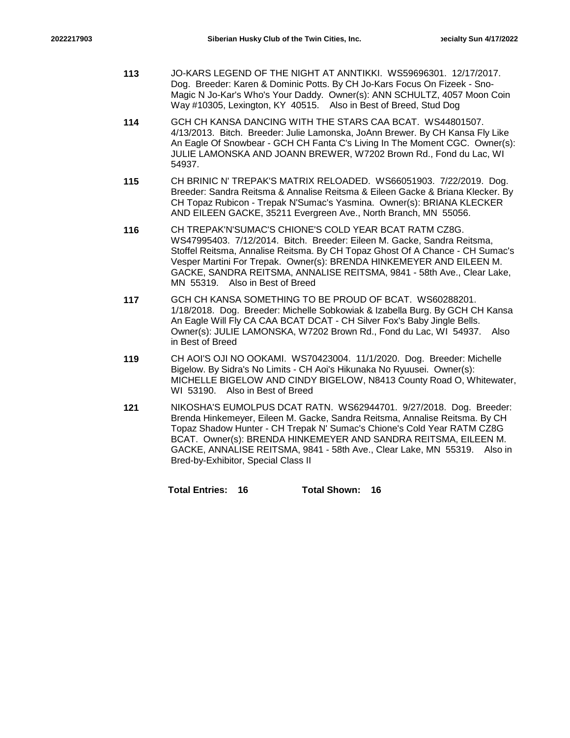**113** JO-KARS LEGEND OF THE NIGHT AT ANNTIKKI. WS59696301. 12/17/2017. Dog. Breeder: Karen & Dominic Potts. By CH Jo-Kars Focus On Fizeek - Sno-Magic N Jo-Kar's Who's Your Daddy. Owner(s): ANN SCHULTZ, 4057 Moon Coin Way #10305, Lexington, KY 40515. Also in Best of Breed, Stud Dog

**114** GCH CH KANSA DANCING WITH THE STARS CAA BCAT. WS44801507. 4/13/2013. Bitch. Breeder: Julie Lamonska, JoAnn Brewer. By CH Kansa Fly Like An Eagle Of Snowbear - GCH CH Fanta C's Living In The Moment CGC. Owner(s): JULIE LAMONSKA AND JOANN BREWER, W7202 Brown Rd., Fond du Lac, WI 54937.

**115** CH BRINIC N' TREPAK'S MATRIX RELOADED. WS66051903. 7/22/2019. Dog. Breeder: Sandra Reitsma & Annalise Reitsma & Eileen Gacke & Briana Klecker. By CH Topaz Rubicon - Trepak N'Sumac's Yasmina. Owner(s): BRIANA KLECKER AND EILEEN GACKE, 35211 Evergreen Ave., North Branch, MN 55056.

**116** CH TREPAK'N'SUMAC'S CHIONE'S COLD YEAR BCAT RATM CZ8G. WS47995403. 7/12/2014. Bitch. Breeder: Eileen M. Gacke, Sandra Reitsma, Stoffel Reitsma, Annalise Reitsma. By CH Topaz Ghost Of A Chance - CH Sumac's Vesper Martini For Trepak. Owner(s): BRENDA HINKEMEYER AND EILEEN M. GACKE, SANDRA REITSMA, ANNALISE REITSMA, 9841 - 58th Ave., Clear Lake, MN 55319. Also in Best of Breed

**117** GCH CH KANSA SOMETHING TO BE PROUD OF BCAT. WS60288201. 1/18/2018. Dog. Breeder: Michelle Sobkowiak & Izabella Burg. By GCH CH Kansa An Eagle Will Fly CA CAA BCAT DCAT - CH Silver Fox's Baby Jingle Bells. Owner(s): JULIE LAMONSKA, W7202 Brown Rd., Fond du Lac, WI 54937. Also in Best of Breed

**119** CH AOI'S OJI NO OOKAMI. WS70423004. 11/1/2020. Dog. Breeder: Michelle Bigelow. By Sidra's No Limits - CH Aoi's Hikunaka No Ryuusei. Owner(s): MICHELLE BIGELOW AND CINDY BIGELOW, N8413 County Road O, Whitewater, WI 53190. Also in Best of Breed

**121** NIKOSHA'S EUMOLPUS DCAT RATN. WS62944701. 9/27/2018. Dog. Breeder: Brenda Hinkemeyer, Eileen M. Gacke, Sandra Reitsma, Annalise Reitsma. By CH Topaz Shadow Hunter - CH Trepak N' Sumac's Chione's Cold Year RATM CZ8G BCAT. Owner(s): BRENDA HINKEMEYER AND SANDRA REITSMA, EILEEN M. GACKE, ANNALISE REITSMA, 9841 - 58th Ave., Clear Lake, MN 55319. Also in Bred-by-Exhibitor, Special Class II

**Total Entries: 16** **Total Shown: 16**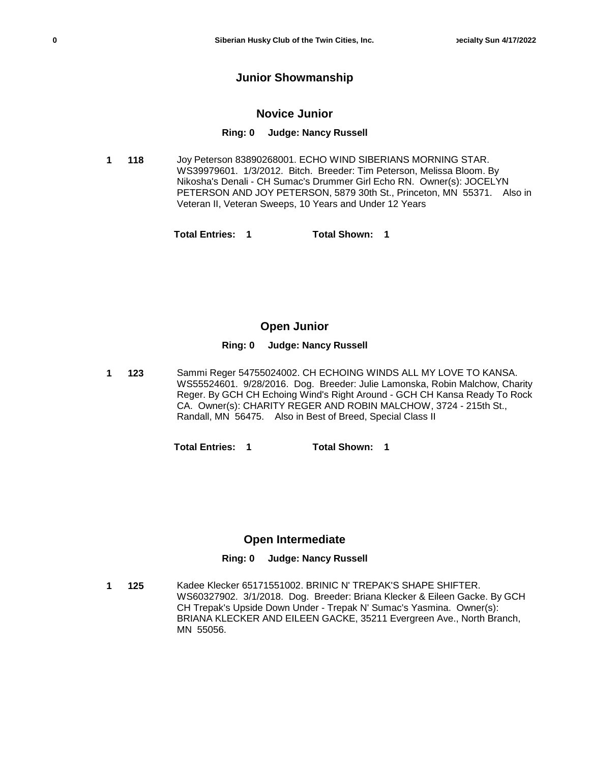# Junior Showmanship

## Novice Junior

**Ring: 0 Judge: Nancy Russell**

**1** **118** Joy Peterson 83890268001. ECHO WIND SIBERIANS MORNING STAR. WS39979601. 1/3/2012. Bitch. Breeder: Tim Peterson, Melissa Bloom. By Nikosha's Denali - CH Sumac's Drummer Girl Echo RN. Owner(s): JOCELYN PETERSON AND JOY PETERSON, 5879 30th St., Princeton, MN 55371. Also in Veteran II, Veteran Sweeps, 10 Years and Under 12 Years

**Total Entries: 1** **Total Shown: 1**

## Open Junior

**Ring: 0 Judge: Nancy Russell**

**1** **123** Sammi Reger 54755024002. CH ECHOING WINDS ALL MY LOVE TO KANSA. WS55524601. 9/28/2016. Dog. Breeder: Julie Lamonska, Robin Malchow, Charity Reger. By GCH CH Echoing Wind's Right Around - GCH CH Kansa Ready To Rock CA. Owner(s): CHARITY REGER AND ROBIN MALCHOW, 3724 - 215th St., Randall, MN 56475. Also in Best of Breed, Special Class II

**Total Entries: 1** **Total Shown: 1**

## Open Intermediate

**Ring: 0 Judge: Nancy Russell**

**1** **125** Kadee Klecker 65171551002. BRINIC N' TREPAK'S SHAPE SHIFTER. WS60327902. 3/1/2018. Dog. Breeder: Briana Klecker & Eileen Gacke. By GCH CH Trepak's Upside Down Under - Trepak N' Sumac's Yasmina. Owner(s): BRIANA KLECKER AND EILEEN GACKE, 35211 Evergreen Ave., North Branch, MN 55056.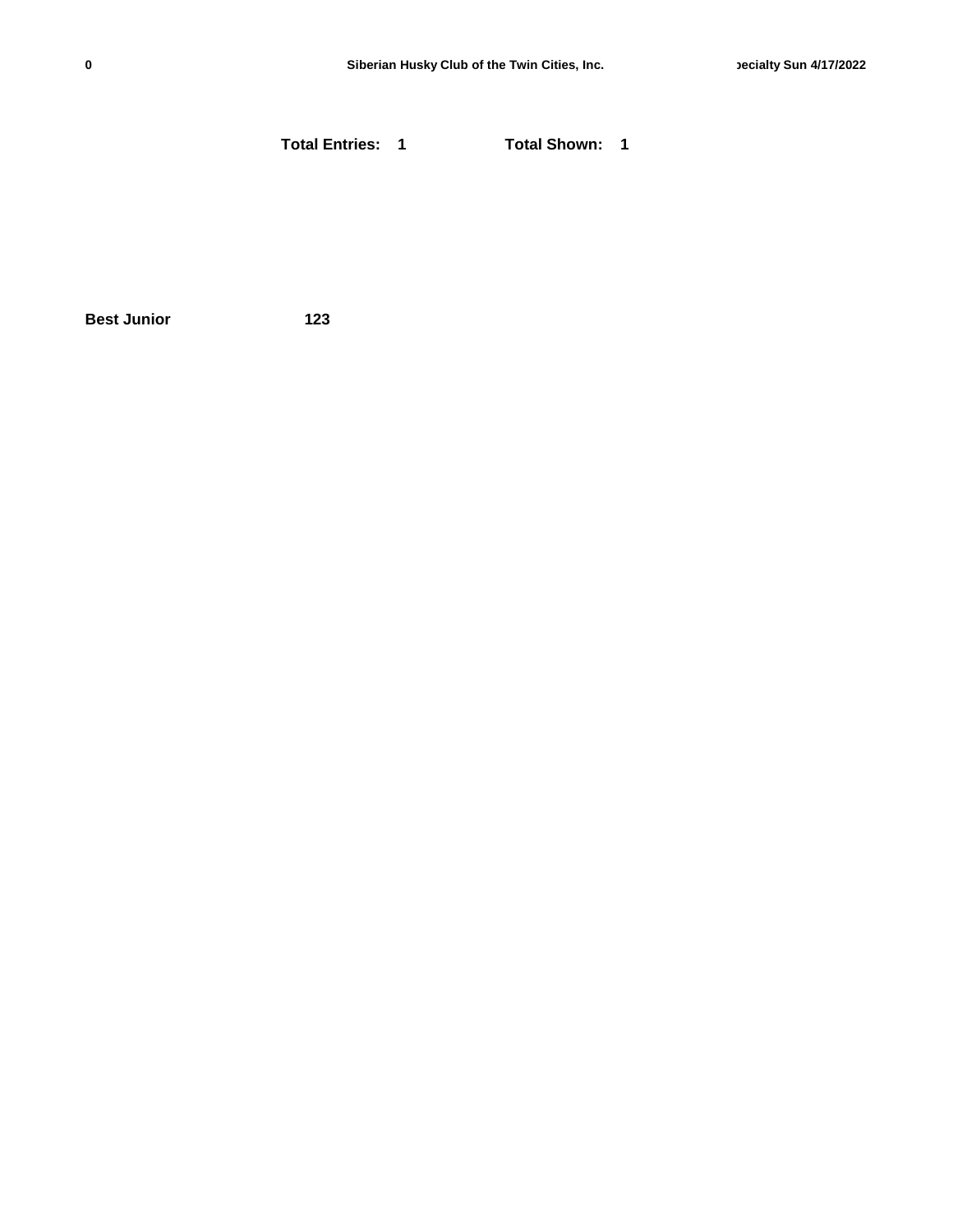**Total Entries: 1** **Total Shown: 1**

**Best Junior** **123**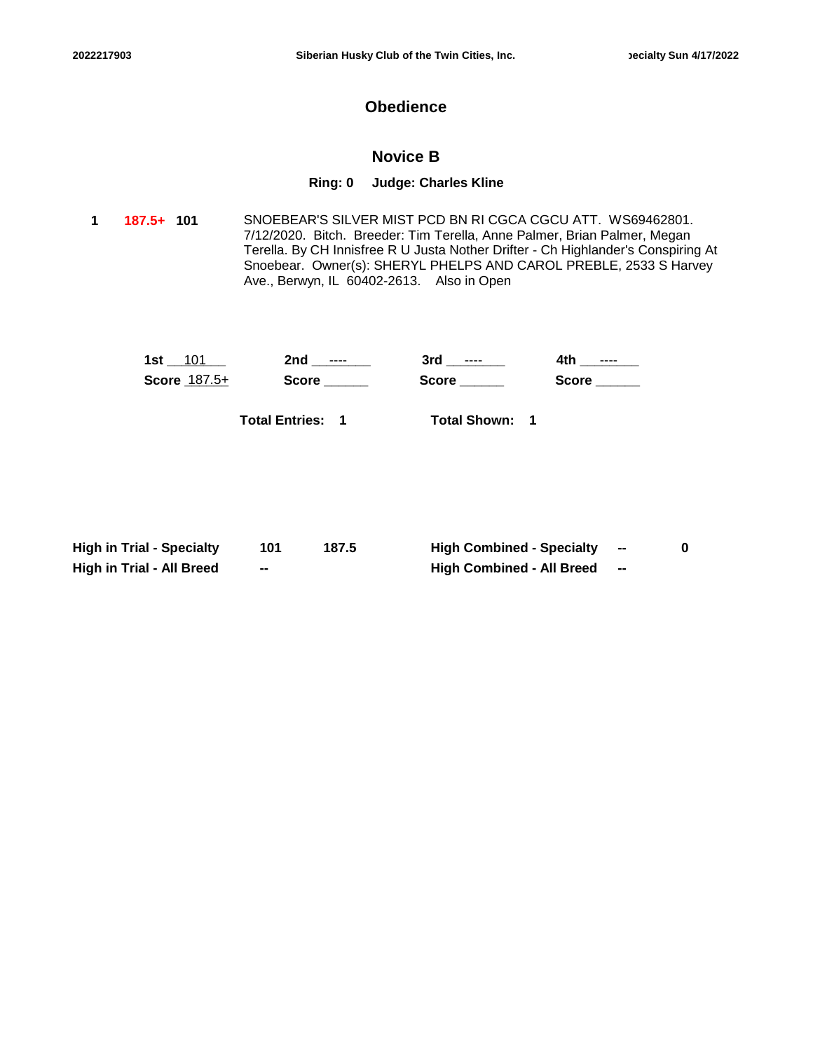## Obedience

### Novice B

**Ring: 0 Judge: Charles Kline**

**1** **187.5+** **101** SNOEBEAR'S SILVER MIST PCD BN RI CGCA CGCU ATT. WS69462801. 7/12/2020. Bitch. Breeder: Tim Terella, Anne Palmer, Brian Palmer, Megan Terella. By CH Innisfree R U Justa Nother Drifter - Ch Highlander's Conspiring At Snoebear. Owner(s): SHERYL PHELPS AND CAROL PREBLE, 2533 S Harvey Ave., Berwyn, IL 60402-2613. Also in Open

| **1st** 101 | **2nd** ---- | **3rd** ---- | **4th** ---- |
|---|---|---|---|
| **Score** 187.5+ | **Score** ______ | **Score** ______ | **Score** ______ |

**Total Entries: 1** **Total Shown: 1**

| | | | | | |
|---|---|---|---|---|---|
| **High in Trial - Specialty** | **101** | **187.5** | **High Combined - Specialty** | **--** | **0** |
| **High in Trial - All Breed** | **--** | | **High Combined - All Breed** | **--** | |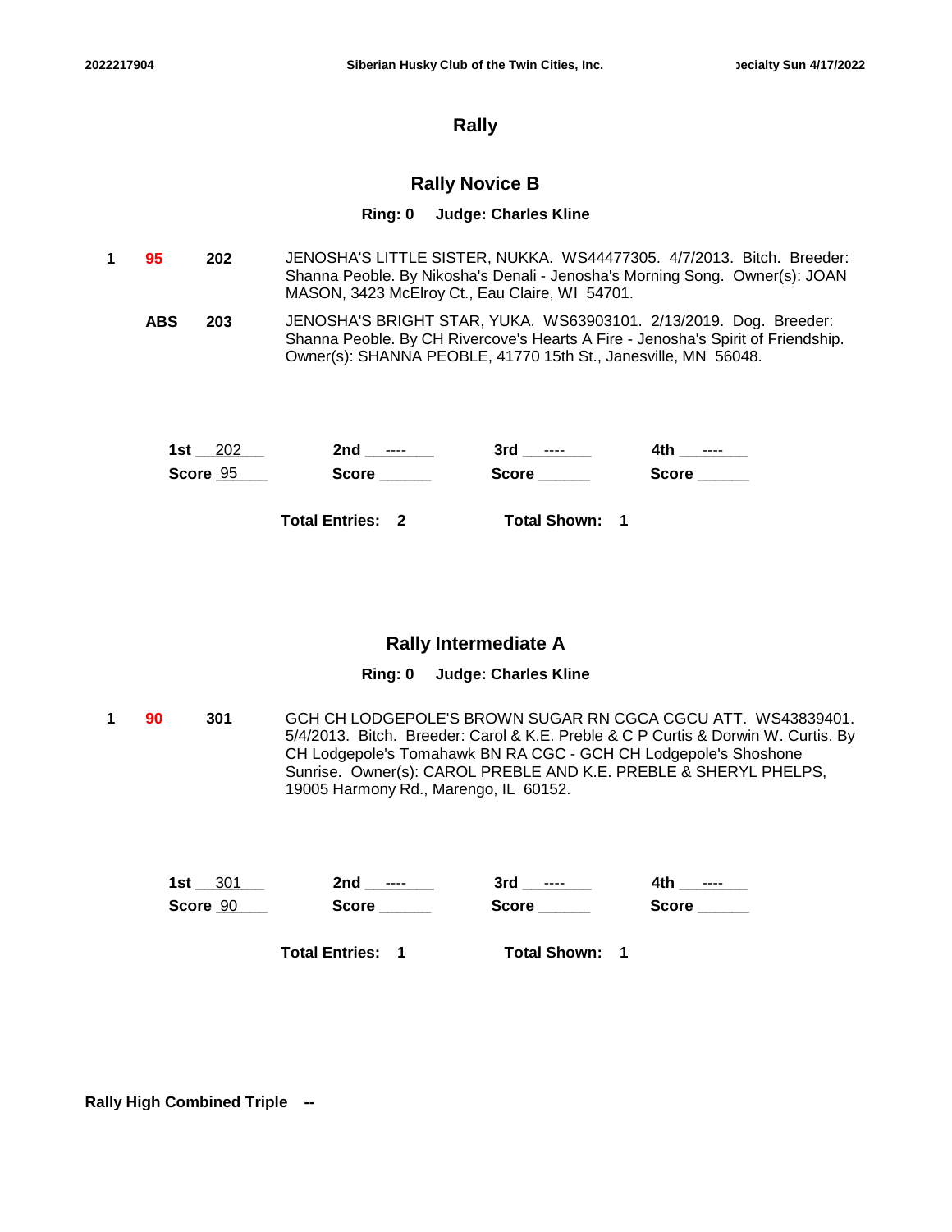# Rally

## Rally Novice B

**Ring: 0 Judge: Charles Kline**

| | | | |
|---|---|---|---|
| 1 | 95 | 202 | JENOSHA'S LITTLE SISTER, NUKKA. WS44477305. 4/7/2013. Bitch. Breeder: Shanna Peoble. By Nikosha's Denali - Jenosha's Morning Song. Owner(s): JOAN MASON, 3423 McElroy Ct., Eau Claire, WI 54701. |
| | ABS | 203 | JENOSHA'S BRIGHT STAR, YUKA. WS63903101. 2/13/2019. Dog. Breeder: Shanna Peoble. By CH Rivercove's Hearts A Fire - Jenosha's Spirit of Friendship. Owner(s): SHANNA PEOBLE, 41770 15th St., Janesville, MN 56048. |

| | | | |
|---|---|---|---|
| **1st** 202 | **2nd** ---- | **3rd** ---- | **4th** ---- |
| **Score** 95 | **Score** ______ | **Score** ______ | **Score** ______ |

**Total Entries: 2** **Total Shown: 1**

## Rally Intermediate A

**Ring: 0 Judge: Charles Kline**

| | | | |
|---|---|---|---|
| 1 | 90 | 301 | GCH CH LODGEPOLE'S BROWN SUGAR RN CGCA CGCU ATT. WS43839401. 5/4/2013. Bitch. Breeder: Carol & K.E. Preble & C P Curtis & Dorwin W. Curtis. By CH Lodgepole's Tomahawk BN RA CGC - GCH CH Lodgepole's Shoshone Sunrise. Owner(s): CAROL PREBLE AND K.E. PREBLE & SHERYL PHELPS, 19005 Harmony Rd., Marengo, IL 60152. |

| | | | |
|---|---|---|---|
| **1st** 301 | **2nd** ---- | **3rd** ---- | **4th** ---- |
| **Score** 90 | **Score** ______ | **Score** ______ | **Score** ______ |

**Total Entries: 1** **Total Shown: 1**

**Rally High Combined Triple --**